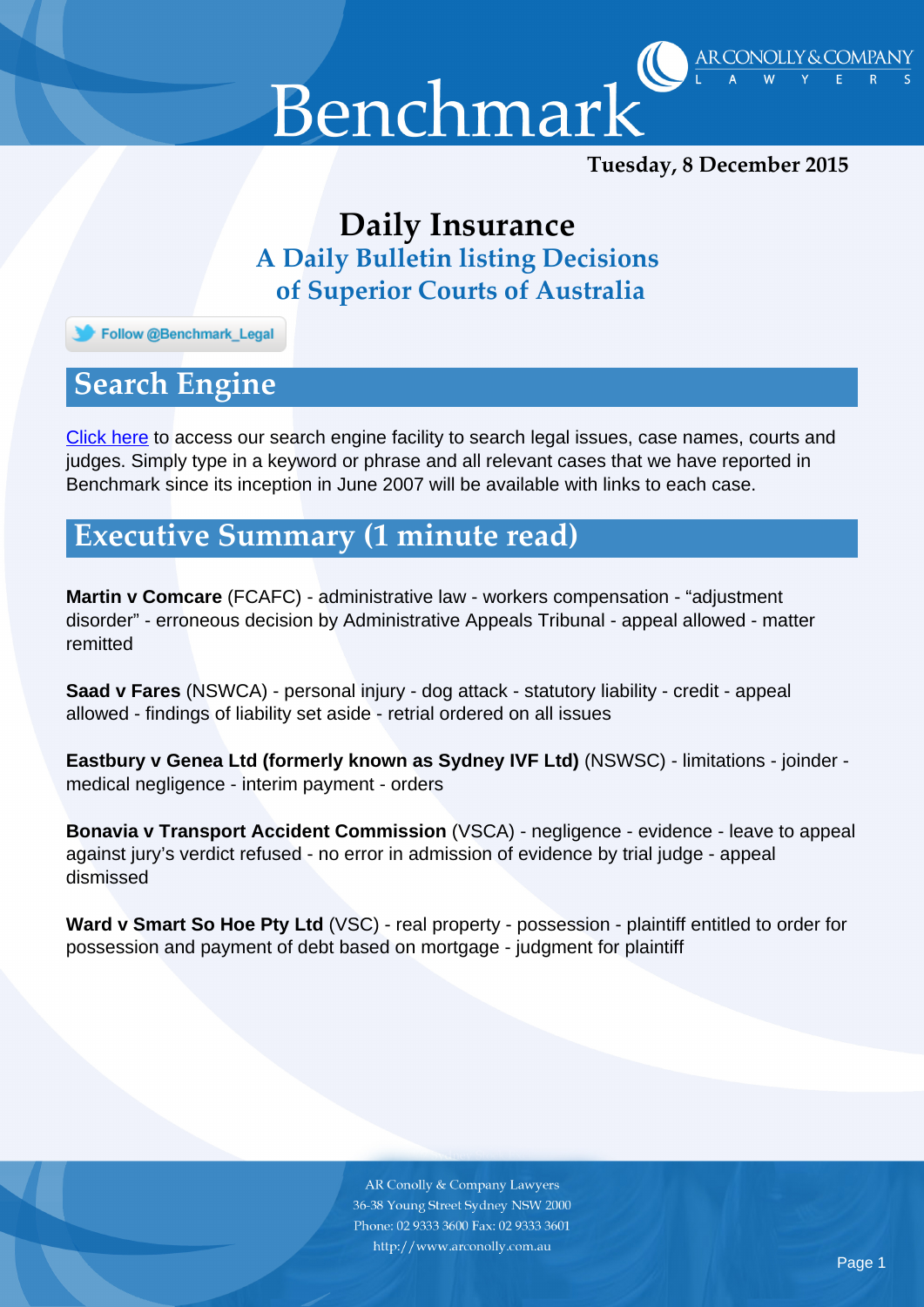# Benchmark

AR CONOLLY & COMPANY LAWYERS

**Tuesday, 8 December 2015**

## Daily Insurance

### A Daily Bulletin listing Decisions of Superior Courts of Australia

Follow @Benchmark_Legal

## Search Engine

Click here to access our search engine facility to search legal issues, case names, courts and judges. Simply type in a keyword or phrase and all relevant cases that we have reported in Benchmark since its inception in June 2007 will be available with links to each case.

## Executive Summary (1 minute read)

**Martin v Comcare** (FCAFC) - administrative law - workers compensation - "adjustment disorder" - erroneous decision by Administrative Appeals Tribunal - appeal allowed - matter remitted

**Saad v Fares** (NSWCA) - personal injury - dog attack - statutory liability - credit - appeal allowed - findings of liability set aside - retrial ordered on all issues

**Eastbury v Genea Ltd (formerly known as Sydney IVF Ltd)** (NSWSC) - limitations - joinder - medical negligence - interim payment - orders

**Bonavia v Transport Accident Commission** (VSCA) - negligence - evidence - leave to appeal against jury's verdict refused - no error in admission of evidence by trial judge - appeal dismissed

**Ward v Smart So Hoe Pty Ltd** (VSC) - real property - possession - plaintiff entitled to order for possession and payment of debt based on mortgage - judgment for plaintiff

AR Conolly & Company Lawyers
36-38 Young Street Sydney NSW 2000
Phone: 02 9333 3600 Fax: 02 9333 3601
http://www.arconolly.com.au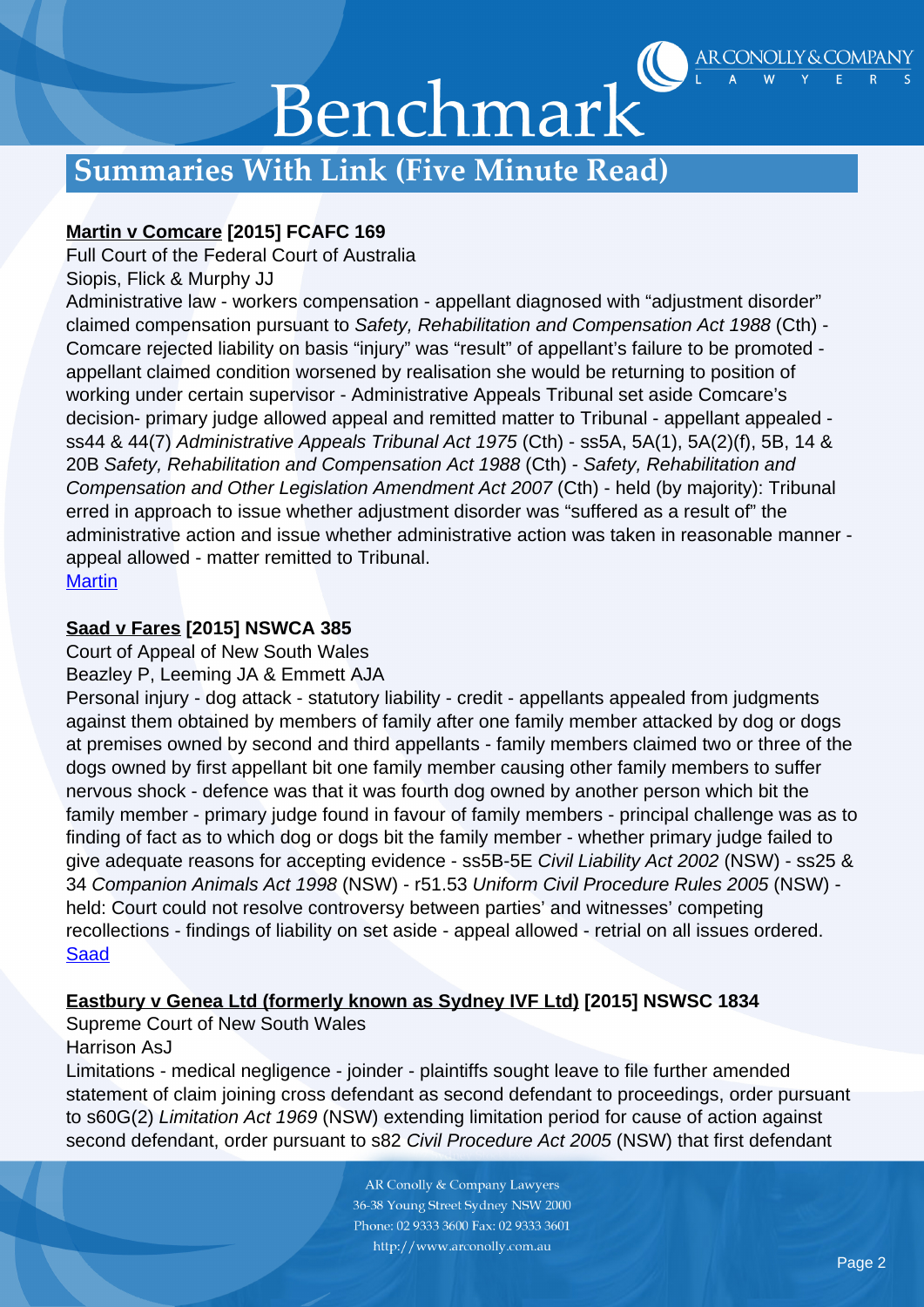## Summaries With Link (Five Minute Read)

**[Martin v Comcare] [2015] FCAFC 169**
Full Court of the Federal Court of Australia
Siopis, Flick & Murphy JJ
Administrative law - workers compensation - appellant diagnosed with "adjustment disorder" claimed compensation pursuant to *Safety, Rehabilitation and Compensation Act 1988* (Cth) - Comcare rejected liability on basis "injury" was "result" of appellant's failure to be promoted - appellant claimed condition worsened by realisation she would be returning to position of working under certain supervisor - Administrative Appeals Tribunal set aside Comcare's decision- primary judge allowed appeal and remitted matter to Tribunal - appellant appealed - ss44 & 44(7) *Administrative Appeals Tribunal Act 1975* (Cth) - ss5A, 5A(1), 5A(2)(f), 5B, 14 & 20B *Safety, Rehabilitation and Compensation Act 1988* (Cth) - *Safety, Rehabilitation and Compensation and Other Legislation Amendment Act 2007* (Cth) - held (by majority): Tribunal erred in approach to issue whether adjustment disorder was "suffered as a result of" the administrative action and issue whether administrative action was taken in reasonable manner - appeal allowed - matter remitted to Tribunal.
[Martin]

**[Saad v Fares] [2015] NSWCA 385**
Court of Appeal of New South Wales
Beazley P, Leeming JA & Emmett AJA
Personal injury - dog attack - statutory liability - credit - appellants appealed from judgments against them obtained by members of family after one family member attacked by dog or dogs at premises owned by second and third appellants - family members claimed two or three of the dogs owned by first appellant bit one family member causing other family members to suffer nervous shock - defence was that it was fourth dog owned by another person which bit the family member - primary judge found in favour of family members - principal challenge was as to finding of fact as to which dog or dogs bit the family member - whether primary judge failed to give adequate reasons for accepting evidence - ss5B-5E *Civil Liability Act 2002* (NSW) - ss25 & 34 *Companion Animals Act 1998* (NSW) - r51.53 *Uniform Civil Procedure Rules 2005* (NSW) - held: Court could not resolve controversy between parties' and witnesses' competing recollections - findings of liability on set aside - appeal allowed - retrial on all issues ordered.
[Saad]

**[Eastbury v Genea Ltd (formerly known as Sydney IVF Ltd)] [2015] NSWSC 1834**
Supreme Court of New South Wales
Harrison AsJ
Limitations - medical negligence - joinder - plaintiffs sought leave to file further amended statement of claim joining cross defendant as second defendant to proceedings, order pursuant to s60G(2) *Limitation Act 1969* (NSW) extending limitation period for cause of action against second defendant, order pursuant to s82 *Civil Procedure Act 2005* (NSW) that first defendant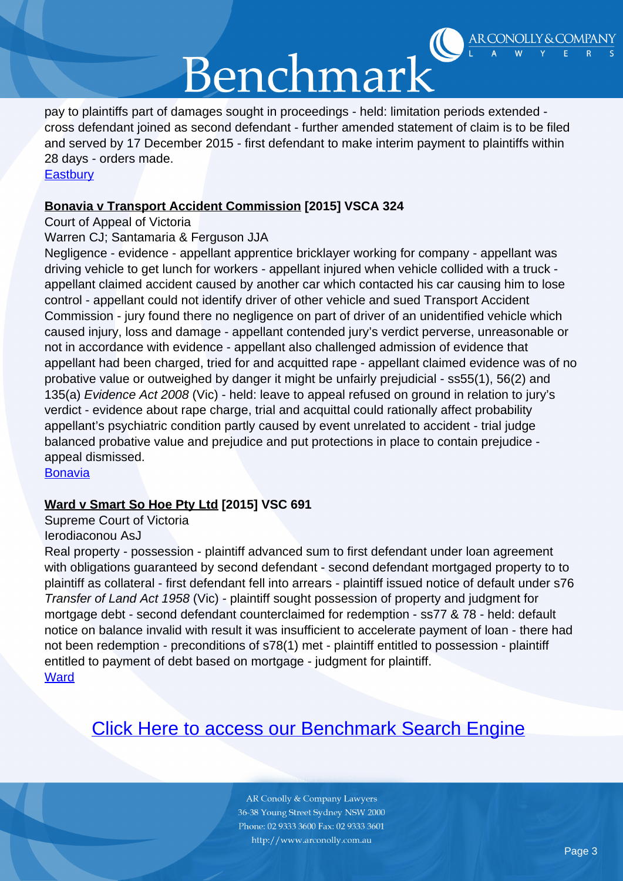pay to plaintiffs part of damages sought in proceedings - held: limitation periods extended - cross defendant joined as second defendant - further amended statement of claim is to be filed and served by 17 December 2015 - first defendant to make interim payment to plaintiffs within 28 days - orders made.
Eastbury

**Bonavia v Transport Accident Commission [2015] VSCA 324**
Court of Appeal of Victoria
Warren CJ; Santamaria & Ferguson JJA
Negligence - evidence - appellant apprentice bricklayer working for company - appellant was driving vehicle to get lunch for workers - appellant injured when vehicle collided with a truck - appellant claimed accident caused by another car which contacted his car causing him to lose control - appellant could not identify driver of other vehicle and sued Transport Accident Commission - jury found there no negligence on part of driver of an unidentified vehicle which caused injury, loss and damage - appellant contended jury's verdict perverse, unreasonable or not in accordance with evidence - appellant also challenged admission of evidence that appellant had been charged, tried for and acquitted rape - appellant claimed evidence was of no probative value or outweighed by danger it might be unfairly prejudicial - ss55(1), 56(2) and 135(a) *Evidence Act 2008* (Vic) - held: leave to appeal refused on ground in relation to jury's verdict - evidence about rape charge, trial and acquittal could rationally affect probability appellant's psychiatric condition partly caused by event unrelated to accident - trial judge balanced probative value and prejudice and put protections in place to contain prejudice - appeal dismissed.
Bonavia

**Ward v Smart So Hoe Pty Ltd [2015] VSC 691**
Supreme Court of Victoria
Ierodiaconou AsJ
Real property - possession - plaintiff advanced sum to first defendant under loan agreement with obligations guaranteed by second defendant - second defendant mortgaged property to to plaintiff as collateral - first defendant fell into arrears - plaintiff issued notice of default under s76 *Transfer of Land Act 1958* (Vic) - plaintiff sought possession of property and judgment for mortgage debt - second defendant counterclaimed for redemption - ss77 & 78 - held: default notice on balance invalid with result it was insufficient to accelerate payment of loan - there had not been redemption - preconditions of s78(1) met - plaintiff entitled to possession - plaintiff entitled to payment of debt based on mortgage - judgment for plaintiff.
Ward

Click Here to access our Benchmark Search Engine